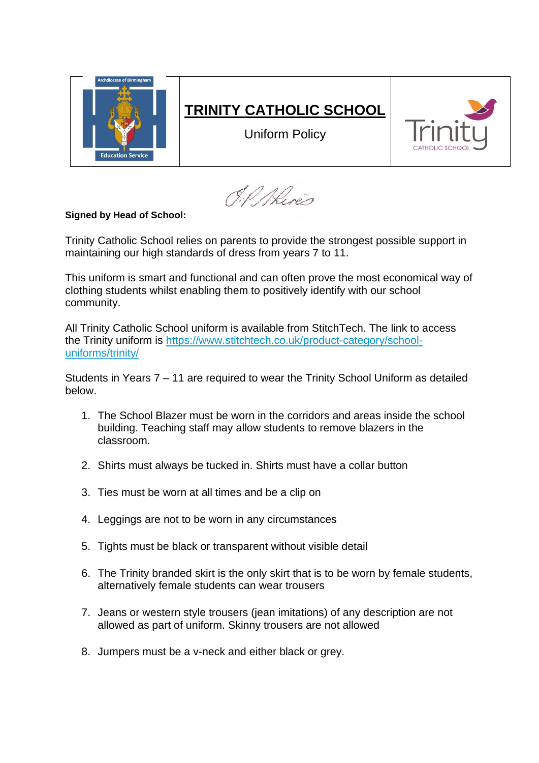# TRINITY CATHOLIC SCHOOL

Uniform Policy

**Signed by Head of School:**

Trinity Catholic School relies on parents to provide the strongest possible support in maintaining our high standards of dress from years 7 to 11.

This uniform is smart and functional and can often prove the most economical way of clothing students whilst enabling them to positively identify with our school community.

All Trinity Catholic School uniform is available from StitchTech. The link to access the Trinity uniform is [https://www.stitchtech.co.uk/product-category/school-uniforms/trinity/](https://www.stitchtech.co.uk/product-category/school-uniforms/trinity/)

Students in Years 7 – 11 are required to wear the Trinity School Uniform as detailed below.

1. The School Blazer must be worn in the corridors and areas inside the school building. Teaching staff may allow students to remove blazers in the classroom.
2. Shirts must always be tucked in. Shirts must have a collar button
3. Ties must be worn at all times and be a clip on
4. Leggings are not to be worn in any circumstances
5. Tights must be black or transparent without visible detail
6. The Trinity branded skirt is the only skirt that is to be worn by female students, alternatively female students can wear trousers
7. Jeans or western style trousers (jean imitations) of any description are not allowed as part of uniform. Skinny trousers are not allowed
8. Jumpers must be a v-neck and either black or grey.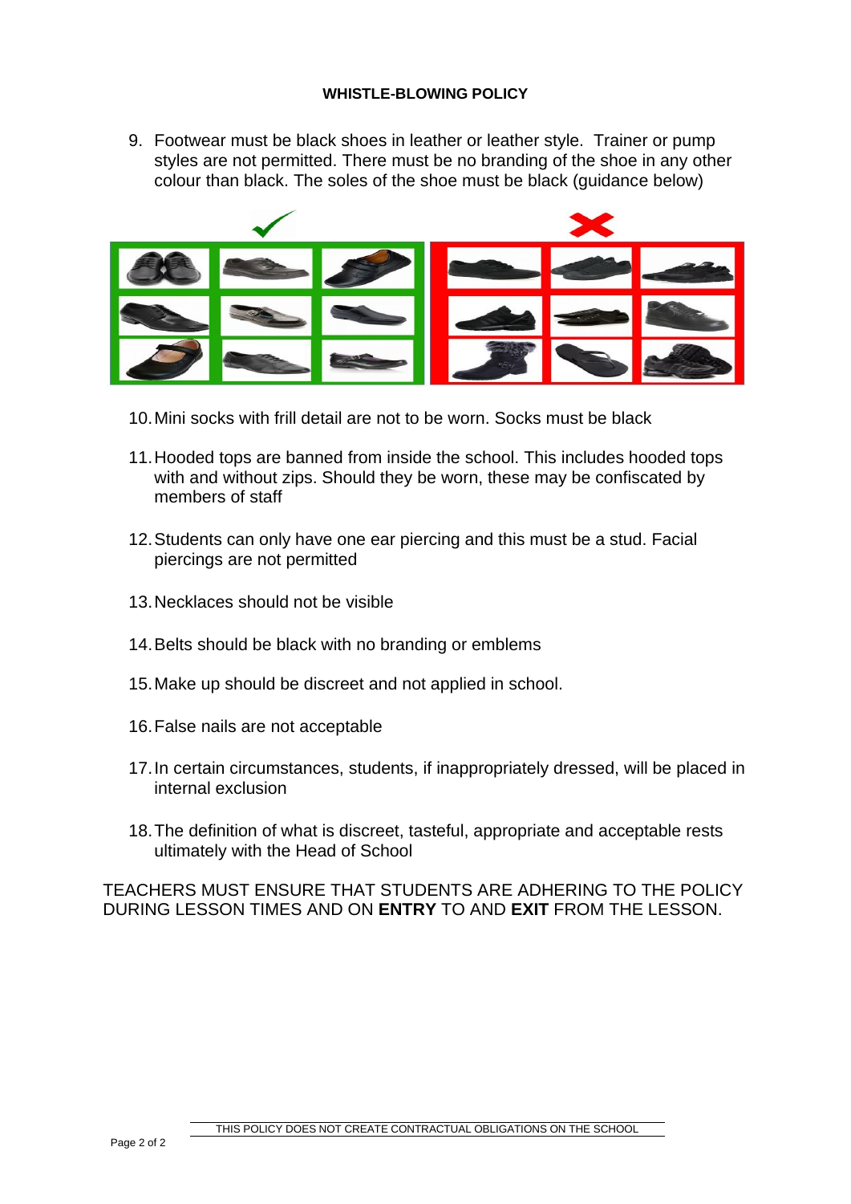**WHISTLE-BLOWING POLICY**

9. Footwear must be black shoes in leather or leather style. Trainer or pump styles are not permitted. There must be no branding of the shoe in any other colour than black. The soles of the shoe must be black (guidance below)

10. Mini socks with frill detail are not to be worn. Socks must be black

11. Hooded tops are banned from inside the school. This includes hooded tops with and without zips. Should they be worn, these may be confiscated by members of staff

12. Students can only have one ear piercing and this must be a stud. Facial piercings are not permitted

13. Necklaces should not be visible

14. Belts should be black with no branding or emblems

15. Make up should be discreet and not applied in school.

16. False nails are not acceptable

17. In certain circumstances, students, if inappropriately dressed, will be placed in internal exclusion

18. The definition of what is discreet, tasteful, appropriate and acceptable rests ultimately with the Head of School

TEACHERS MUST ENSURE THAT STUDENTS ARE ADHERING TO THE POLICY DURING LESSON TIMES AND ON **ENTRY** TO AND **EXIT** FROM THE LESSON.

THIS POLICY DOES NOT CREATE CONTRACTUAL OBLIGATIONS ON THE SCHOOL